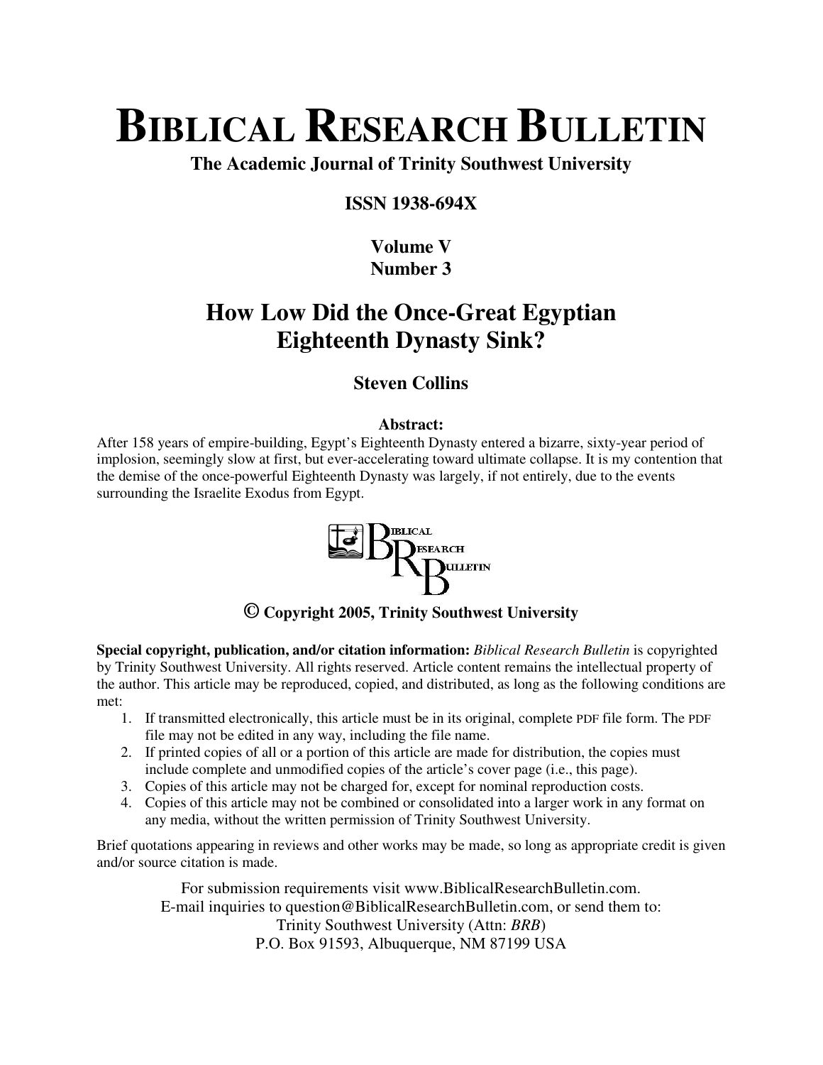# BIBLICAL RESEARCH BULLETIN

**The Academic Journal of Trinity Southwest University**

**ISSN 1938-694X**

**Volume V**
**Number 3**

## How Low Did the Once-Great Egyptian Eighteenth Dynasty Sink?

### Steven Collins

**Abstract:**

After 158 years of empire-building, Egypt's Eighteenth Dynasty entered a bizarre, sixty-year period of implosion, seemingly slow at first, but ever-accelerating toward ultimate collapse. It is my contention that the demise of the once-powerful Eighteenth Dynasty was largely, if not entirely, due to the events surrounding the Israelite Exodus from Egypt.

**© Copyright 2005, Trinity Southwest University**

**Special copyright, publication, and/or citation information:** *Biblical Research Bulletin* is copyrighted by Trinity Southwest University. All rights reserved. Article content remains the intellectual property of the author. This article may be reproduced, copied, and distributed, as long as the following conditions are met:

1. If transmitted electronically, this article must be in its original, complete PDF file form. The PDF file may not be edited in any way, including the file name.
2. If printed copies of all or a portion of this article are made for distribution, the copies must include complete and unmodified copies of the article's cover page (i.e., this page).
3. Copies of this article may not be charged for, except for nominal reproduction costs.
4. Copies of this article may not be combined or consolidated into a larger work in any format on any media, without the written permission of Trinity Southwest University.

Brief quotations appearing in reviews and other works may be made, so long as appropriate credit is given and/or source citation is made.

For submission requirements visit www.BiblicalResearchBulletin.com.
E-mail inquiries to question@BiblicalResearchBulletin.com, or send them to:
Trinity Southwest University (Attn: *BRB*)
P.O. Box 91593, Albuquerque, NM 87199 USA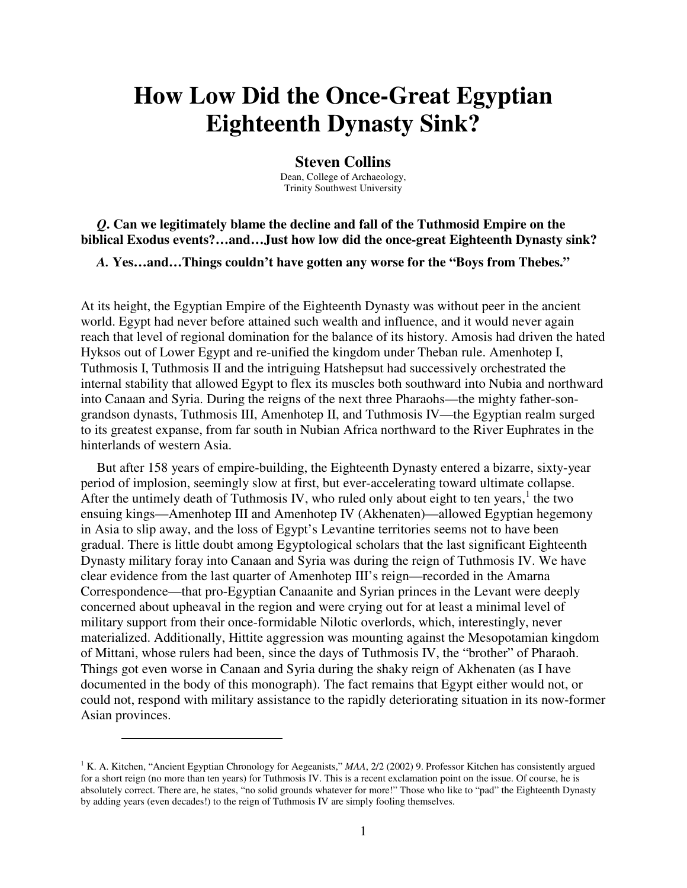# How Low Did the Once-Great Egyptian Eighteenth Dynasty Sink?

**Steven Collins**

Dean, College of Archaeology,
Trinity Southwest University

***Q*. Can we legitimately blame the decline and fall of the Tuthmosid Empire on the biblical Exodus events?…and…Just how low did the once-great Eighteenth Dynasty sink?**

***A*. Yes…and…Things couldn't have gotten any worse for the "Boys from Thebes."**

At its height, the Egyptian Empire of the Eighteenth Dynasty was without peer in the ancient world. Egypt had never before attained such wealth and influence, and it would never again reach that level of regional domination for the balance of its history. Amosis had driven the hated Hyksos out of Lower Egypt and re-unified the kingdom under Theban rule. Amenhotep I, Tuthmosis I, Tuthmosis II and the intriguing Hatshepsut had successively orchestrated the internal stability that allowed Egypt to flex its muscles both southward into Nubia and northward into Canaan and Syria. During the reigns of the next three Pharaohs—the mighty father-son-grandson dynasts, Tuthmosis III, Amenhotep II, and Tuthmosis IV—the Egyptian realm surged to its greatest expanse, from far south in Nubian Africa northward to the River Euphrates in the hinterlands of western Asia.

But after 158 years of empire-building, the Eighteenth Dynasty entered a bizarre, sixty-year period of implosion, seemingly slow at first, but ever-accelerating toward ultimate collapse. After the untimely death of Tuthmosis IV, who ruled only about eight to ten years,[1] the two ensuing kings—Amenhotep III and Amenhotep IV (Akhenaten)—allowed Egyptian hegemony in Asia to slip away, and the loss of Egypt's Levantine territories seems not to have been gradual. There is little doubt among Egyptological scholars that the last significant Eighteenth Dynasty military foray into Canaan and Syria was during the reign of Tuthmosis IV. We have clear evidence from the last quarter of Amenhotep III's reign—recorded in the Amarna Correspondence—that pro-Egyptian Canaanite and Syrian princes in the Levant were deeply concerned about upheaval in the region and were crying out for at least a minimal level of military support from their once-formidable Nilotic overlords, which, interestingly, never materialized. Additionally, Hittite aggression was mounting against the Mesopotamian kingdom of Mittani, whose rulers had been, since the days of Tuthmosis IV, the "brother" of Pharaoh. Things got even worse in Canaan and Syria during the shaky reign of Akhenaten (as I have documented in the body of this monograph). The fact remains that Egypt either would not, or could not, respond with military assistance to the rapidly deteriorating situation in its now-former Asian provinces.

---

[1] K. A. Kitchen, "Ancient Egyptian Chronology for Aegeanists," *MAA*, 2/2 (2002) 9. Professor Kitchen has consistently argued for a short reign (no more than ten years) for Tuthmosis IV. This is a recent exclamation point on the issue. Of course, he is absolutely correct. There are, he states, "no solid grounds whatever for more!" Those who like to "pad" the Eighteenth Dynasty by adding years (even decades!) to the reign of Tuthmosis IV are simply fooling themselves.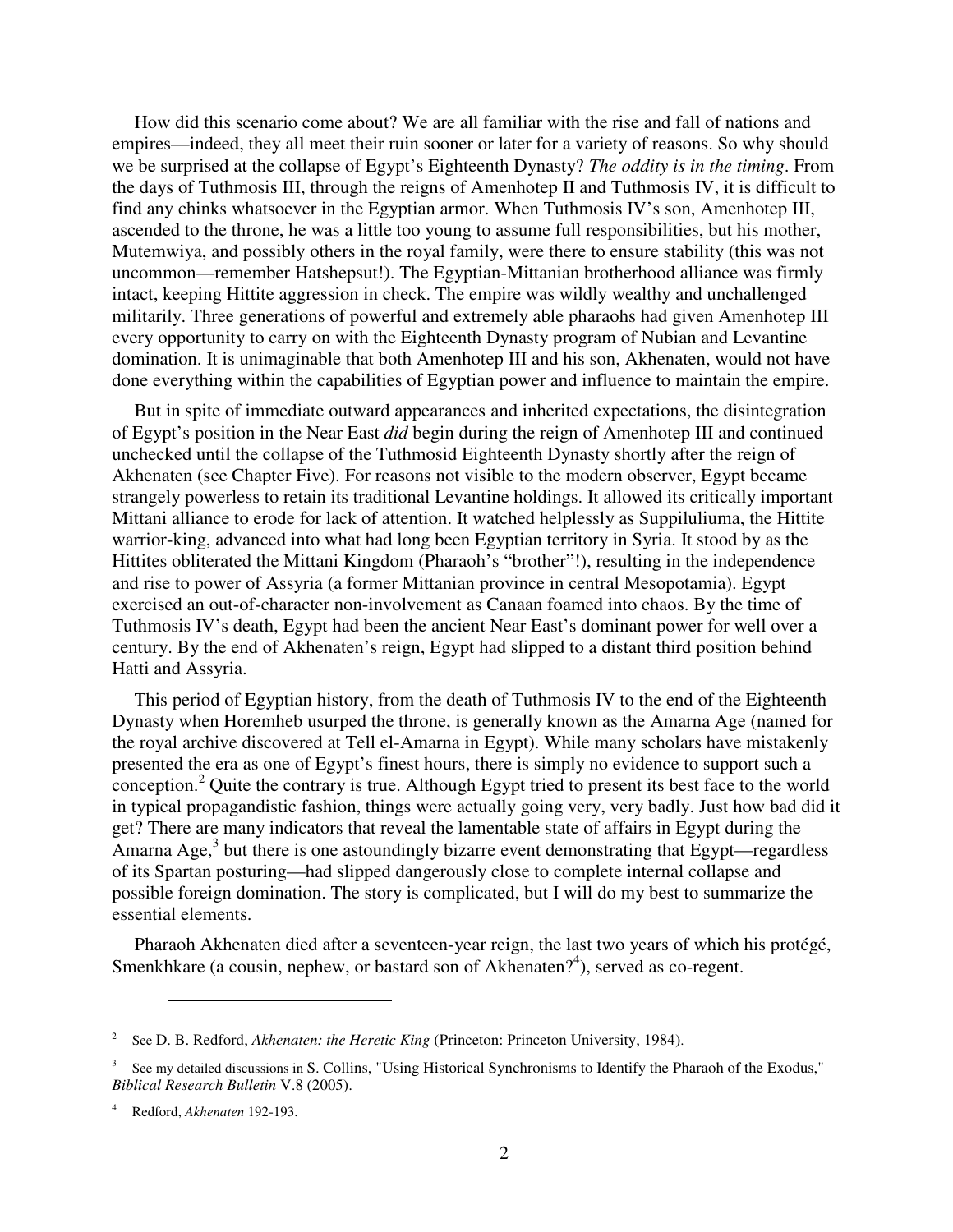How did this scenario come about? We are all familiar with the rise and fall of nations and empires—indeed, they all meet their ruin sooner or later for a variety of reasons. So why should we be surprised at the collapse of Egypt's Eighteenth Dynasty? *The oddity is in the timing*. From the days of Tuthmosis III, through the reigns of Amenhotep II and Tuthmosis IV, it is difficult to find any chinks whatsoever in the Egyptian armor. When Tuthmosis IV's son, Amenhotep III, ascended to the throne, he was a little too young to assume full responsibilities, but his mother, Mutemwiya, and possibly others in the royal family, were there to ensure stability (this was not uncommon—remember Hatshepsut!). The Egyptian-Mittanian brotherhood alliance was firmly intact, keeping Hittite aggression in check. The empire was wildly wealthy and unchallenged militarily. Three generations of powerful and extremely able pharaohs had given Amenhotep III every opportunity to carry on with the Eighteenth Dynasty program of Nubian and Levantine domination. It is unimaginable that both Amenhotep III and his son, Akhenaten, would not have done everything within the capabilities of Egyptian power and influence to maintain the empire.

But in spite of immediate outward appearances and inherited expectations, the disintegration of Egypt's position in the Near East *did* begin during the reign of Amenhotep III and continued unchecked until the collapse of the Tuthmosid Eighteenth Dynasty shortly after the reign of Akhenaten (see Chapter Five). For reasons not visible to the modern observer, Egypt became strangely powerless to retain its traditional Levantine holdings. It allowed its critically important Mittani alliance to erode for lack of attention. It watched helplessly as Suppiluliuma, the Hittite warrior-king, advanced into what had long been Egyptian territory in Syria. It stood by as the Hittites obliterated the Mittani Kingdom (Pharaoh's "brother"!), resulting in the independence and rise to power of Assyria (a former Mittanian province in central Mesopotamia). Egypt exercised an out-of-character non-involvement as Canaan foamed into chaos. By the time of Tuthmosis IV's death, Egypt had been the ancient Near East's dominant power for well over a century. By the end of Akhenaten's reign, Egypt had slipped to a distant third position behind Hatti and Assyria.

This period of Egyptian history, from the death of Tuthmosis IV to the end of the Eighteenth Dynasty when Horemheb usurped the throne, is generally known as the Amarna Age (named for the royal archive discovered at Tell el-Amarna in Egypt). While many scholars have mistakenly presented the era as one of Egypt's finest hours, there is simply no evidence to support such a conception.[2] Quite the contrary is true. Although Egypt tried to present its best face to the world in typical propagandistic fashion, things were actually going very, very badly. Just how bad did it get? There are many indicators that reveal the lamentable state of affairs in Egypt during the Amarna Age,[3] but there is one astoundingly bizarre event demonstrating that Egypt—regardless of its Spartan posturing—had slipped dangerously close to complete internal collapse and possible foreign domination. The story is complicated, but I will do my best to summarize the essential elements.

Pharaoh Akhenaten died after a seventeen-year reign, the last two years of which his protégé, Smenkhkare (a cousin, nephew, or bastard son of Akhenaten?[4]), served as co-regent.

---

[2] See D. B. Redford, *Akhenaten: the Heretic King* (Princeton: Princeton University, 1984).

[3] See my detailed discussions in S. Collins, "Using Historical Synchronisms to Identify the Pharaoh of the Exodus," *Biblical Research Bulletin* V.8 (2005).

[4] Redford, *Akhenaten* 192-193.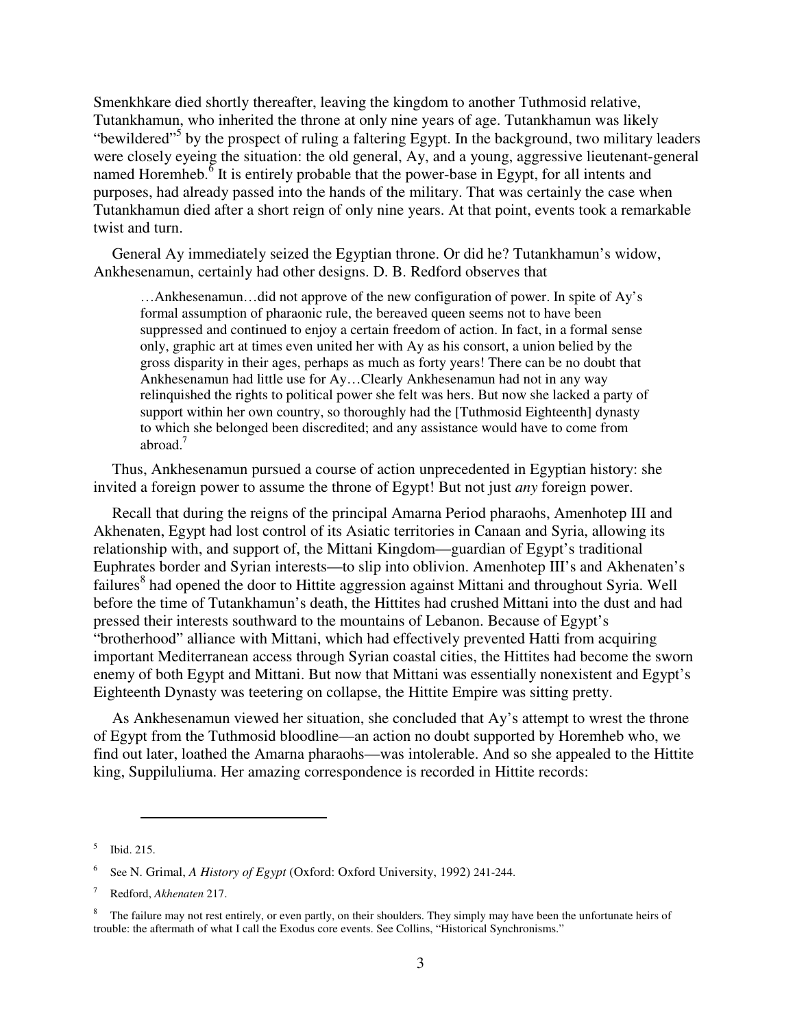Smenkhkare died shortly thereafter, leaving the kingdom to another Tuthmosid relative, Tutankhamun, who inherited the throne at only nine years of age. Tutankhamun was likely "bewildered"[5] by the prospect of ruling a faltering Egypt. In the background, two military leaders were closely eyeing the situation: the old general, Ay, and a young, aggressive lieutenant-general named Horemheb.[6] It is entirely probable that the power-base in Egypt, for all intents and purposes, had already passed into the hands of the military. That was certainly the case when Tutankhamun died after a short reign of only nine years. At that point, events took a remarkable twist and turn.

General Ay immediately seized the Egyptian throne. Or did he? Tutankhamun's widow, Ankhesenamun, certainly had other designs. D. B. Redford observes that

> …Ankhesenamun…did not approve of the new configuration of power. In spite of Ay's formal assumption of pharaonic rule, the bereaved queen seems not to have been suppressed and continued to enjoy a certain freedom of action. In fact, in a formal sense only, graphic art at times even united her with Ay as his consort, a union belied by the gross disparity in their ages, perhaps as much as forty years! There can be no doubt that Ankhesenamun had little use for Ay…Clearly Ankhesenamun had not in any way relinquished the rights to political power she felt was hers. But now she lacked a party of support within her own country, so thoroughly had the [Tuthmosid Eighteenth] dynasty to which she belonged been discredited; and any assistance would have to come from abroad.[7]

Thus, Ankhesenamun pursued a course of action unprecedented in Egyptian history: she invited a foreign power to assume the throne of Egypt! But not just *any* foreign power.

Recall that during the reigns of the principal Amarna Period pharaohs, Amenhotep III and Akhenaten, Egypt had lost control of its Asiatic territories in Canaan and Syria, allowing its relationship with, and support of, the Mittani Kingdom—guardian of Egypt's traditional Euphrates border and Syrian interests—to slip into oblivion. Amenhotep III's and Akhenaten's failures[8] had opened the door to Hittite aggression against Mittani and throughout Syria. Well before the time of Tutankhamun's death, the Hittites had crushed Mittani into the dust and had pressed their interests southward to the mountains of Lebanon. Because of Egypt's "brotherhood" alliance with Mittani, which had effectively prevented Hatti from acquiring important Mediterranean access through Syrian coastal cities, the Hittites had become the sworn enemy of both Egypt and Mittani. But now that Mittani was essentially nonexistent and Egypt's Eighteenth Dynasty was teetering on collapse, the Hittite Empire was sitting pretty.

As Ankhesenamun viewed her situation, she concluded that Ay's attempt to wrest the throne of Egypt from the Tuthmosid bloodline—an action no doubt supported by Horemheb who, we find out later, loathed the Amarna pharaohs—was intolerable. And so she appealed to the Hittite king, Suppiluliuma. Her amazing correspondence is recorded in Hittite records:

---

[5] Ibid. 215.

[6] See N. Grimal, *A History of Egypt* (Oxford: Oxford University, 1992) 241-244.

[7] Redford, *Akhenaten* 217.

[8] The failure may not rest entirely, or even partly, on their shoulders. They simply may have been the unfortunate heirs of trouble: the aftermath of what I call the Exodus core events. See Collins, "Historical Synchronisms."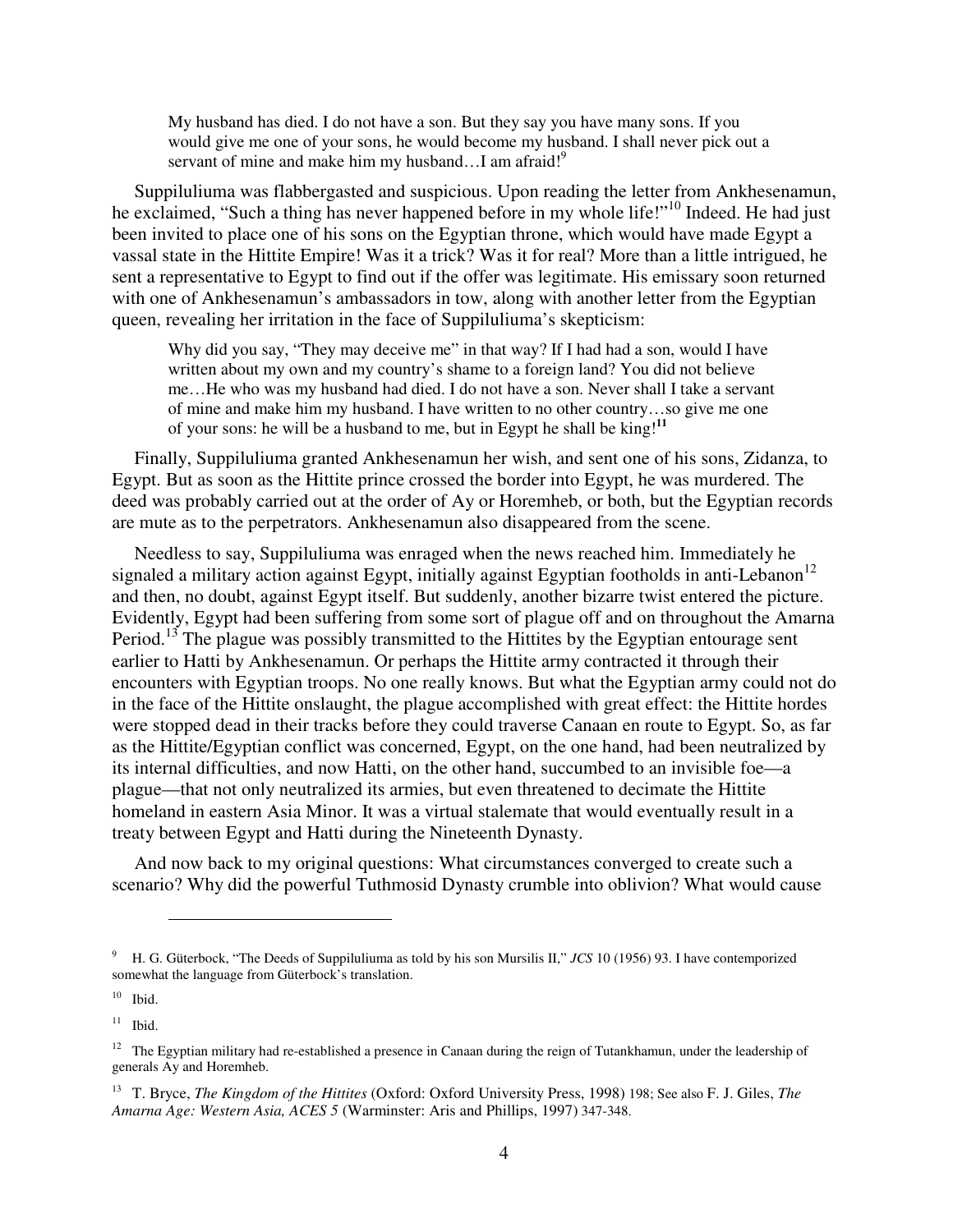> My husband has died. I do not have a son. But they say you have many sons. If you would give me one of your sons, he would become my husband. I shall never pick out a servant of mine and make him my husband…I am afraid![9]

Suppiluliuma was flabbergasted and suspicious. Upon reading the letter from Ankhesenamun, he exclaimed, "Such a thing has never happened before in my whole life!"[10] Indeed. He had just been invited to place one of his sons on the Egyptian throne, which would have made Egypt a vassal state in the Hittite Empire! Was it a trick? Was it for real? More than a little intrigued, he sent a representative to Egypt to find out if the offer was legitimate. His emissary soon returned with one of Ankhesenamun's ambassadors in tow, along with another letter from the Egyptian queen, revealing her irritation in the face of Suppiluliuma's skepticism:

> Why did you say, "They may deceive me" in that way? If I had had a son, would I have written about my own and my country's shame to a foreign land? You did not believe me…He who was my husband had died. I do not have a son. Never shall I take a servant of mine and make him my husband. I have written to no other country…so give me one of your sons: he will be a husband to me, but in Egypt he shall be king![11]

Finally, Suppiluliuma granted Ankhesenamun her wish, and sent one of his sons, Zidanza, to Egypt. But as soon as the Hittite prince crossed the border into Egypt, he was murdered. The deed was probably carried out at the order of Ay or Horemheb, or both, but the Egyptian records are mute as to the perpetrators. Ankhesenamun also disappeared from the scene.

Needless to say, Suppiluliuma was enraged when the news reached him. Immediately he signaled a military action against Egypt, initially against Egyptian footholds in anti-Lebanon[12] and then, no doubt, against Egypt itself. But suddenly, another bizarre twist entered the picture. Evidently, Egypt had been suffering from some sort of plague off and on throughout the Amarna Period.[13] The plague was possibly transmitted to the Hittites by the Egyptian entourage sent earlier to Hatti by Ankhesenamun. Or perhaps the Hittite army contracted it through their encounters with Egyptian troops. No one really knows. But what the Egyptian army could not do in the face of the Hittite onslaught, the plague accomplished with great effect: the Hittite hordes were stopped dead in their tracks before they could traverse Canaan en route to Egypt. So, as far as the Hittite/Egyptian conflict was concerned, Egypt, on the one hand, had been neutralized by its internal difficulties, and now Hatti, on the other hand, succumbed to an invisible foe—a plague—that not only neutralized its armies, but even threatened to decimate the Hittite homeland in eastern Asia Minor. It was a virtual stalemate that would eventually result in a treaty between Egypt and Hatti during the Nineteenth Dynasty.

And now back to my original questions: What circumstances converged to create such a scenario? Why did the powerful Tuthmosid Dynasty crumble into oblivion? What would cause

---

[9] H. G. Güterbock, "The Deeds of Suppiluliuma as told by his son Mursilis II," *JCS* 10 (1956) 93. I have contemporized somewhat the language from Güterbock's translation.

[10] Ibid.

[11] Ibid.

[12] The Egyptian military had re-established a presence in Canaan during the reign of Tutankhamun, under the leadership of generals Ay and Horemheb.

[13] T. Bryce, *The Kingdom of the Hittites* (Oxford: Oxford University Press, 1998) 198; See also F. J. Giles, *The Amarna Age: Western Asia, ACES 5* (Warminster: Aris and Phillips, 1997) 347-348.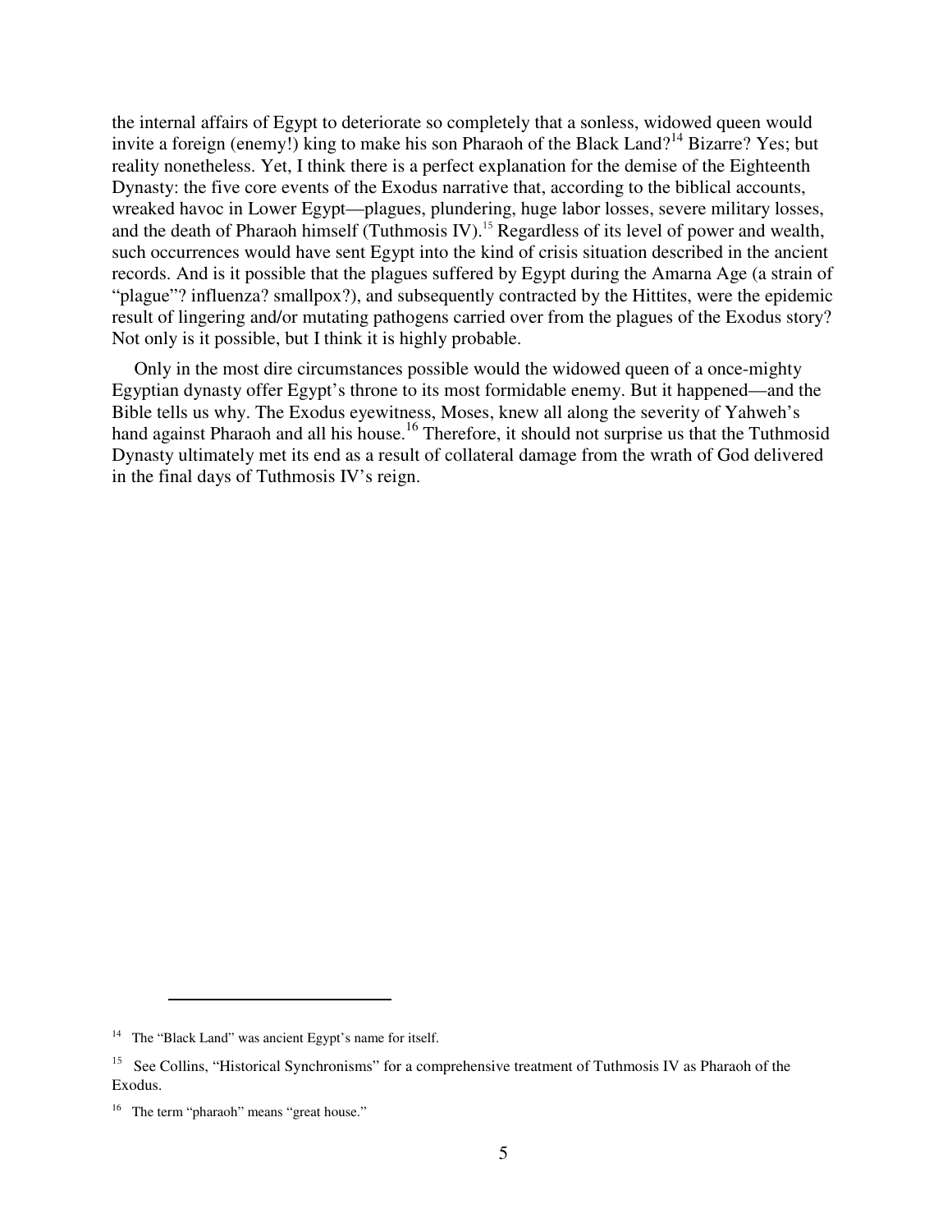the internal affairs of Egypt to deteriorate so completely that a sonless, widowed queen would invite a foreign (enemy!) king to make his son Pharaoh of the Black Land?[14] Bizarre? Yes; but reality nonetheless. Yet, I think there is a perfect explanation for the demise of the Eighteenth Dynasty: the five core events of the Exodus narrative that, according to the biblical accounts, wreaked havoc in Lower Egypt—plagues, plundering, huge labor losses, severe military losses, and the death of Pharaoh himself (Tuthmosis IV).[15] Regardless of its level of power and wealth, such occurrences would have sent Egypt into the kind of crisis situation described in the ancient records. And is it possible that the plagues suffered by Egypt during the Amarna Age (a strain of "plague"? influenza? smallpox?), and subsequently contracted by the Hittites, were the epidemic result of lingering and/or mutating pathogens carried over from the plagues of the Exodus story? Not only is it possible, but I think it is highly probable.

Only in the most dire circumstances possible would the widowed queen of a once-mighty Egyptian dynasty offer Egypt's throne to its most formidable enemy. But it happened—and the Bible tells us why. The Exodus eyewitness, Moses, knew all along the severity of Yahweh's hand against Pharaoh and all his house.[16] Therefore, it should not surprise us that the Tuthmosid Dynasty ultimately met its end as a result of collateral damage from the wrath of God delivered in the final days of Tuthmosis IV's reign.

---

[14] The "Black Land" was ancient Egypt's name for itself.

[15] See Collins, "Historical Synchronisms" for a comprehensive treatment of Tuthmosis IV as Pharaoh of the Exodus.

[16] The term "pharaoh" means "great house."